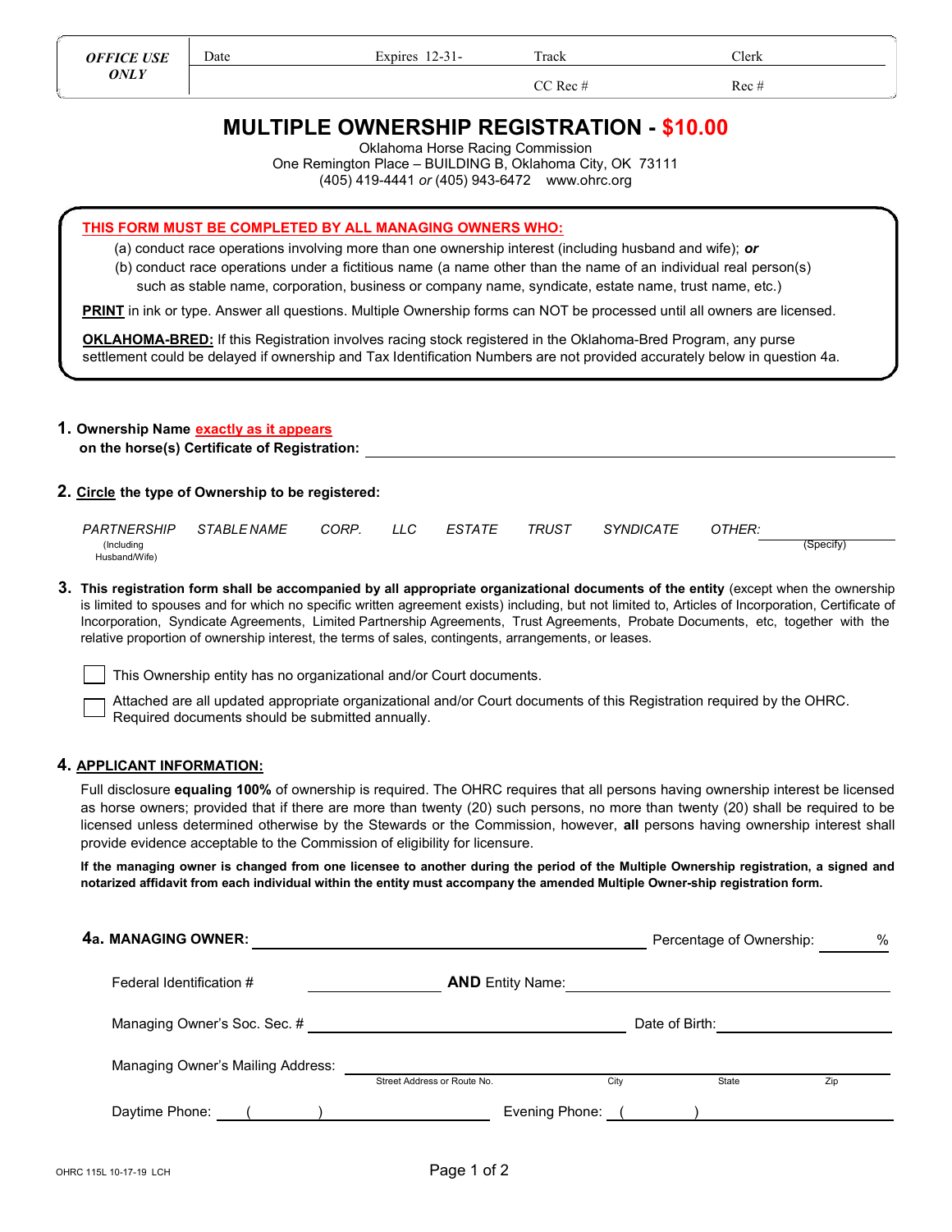| OFFICE USE ONLY | Date | Expires 12-31- | Track | Clerk |
| --- | --- | --- | --- | --- |
| | | | CC Rec # | Rec # |

# MULTIPLE OWNERSHIP REGISTRATION - $10.00

Oklahoma Horse Racing Commission
One Remington Place – BUILDING B, Oklahoma City, OK 73111
(405) 419-4441 *or* (405) 943-6472 www.ohrc.org

**THIS FORM MUST BE COMPLETED BY ALL MANAGING OWNERS WHO:**

(a) conduct race operations involving more than one ownership interest (including husband and wife); ***or***

(b) conduct race operations under a fictitious name (a name other than the name of an individual real person(s) such as stable name, corporation, business or company name, syndicate, estate name, trust name, etc.)

**PRINT** in ink or type. Answer all questions. Multiple Ownership forms can NOT be processed until all owners are licensed.

**OKLAHOMA-BRED:** If this Registration involves racing stock registered in the Oklahoma-Bred Program, any purse settlement could be delayed if ownership and Tax Identification Numbers are not provided accurately below in question 4a.

**1. Ownership Name exactly as it appears on the horse(s) Certificate of Registration:** ______________________

**2. Circle the type of Ownership to be registered:**

*PARTNERSHIP* (Including Husband/Wife) *STABLE NAME* *CORP.* *LLC* *ESTATE* *TRUST* *SYNDICATE* *OTHER:* ____________ (Specify)

**3. This registration form shall be accompanied by all appropriate organizational documents of the entity** (except when the ownership is limited to spouses and for which no specific written agreement exists) including, but not limited to, Articles of Incorporation, Certificate of Incorporation, Syndicate Agreements, Limited Partnership Agreements, Trust Agreements, Probate Documents, etc, together with the relative proportion of ownership interest, the terms of sales, contingents, arrangements, or leases.

☐ This Ownership entity has no organizational and/or Court documents.

☐ Attached are all updated appropriate organizational and/or Court documents of this Registration required by the OHRC. Required documents should be submitted annually.

**4. APPLICANT INFORMATION:**

Full disclosure **equaling 100%** of ownership is required. The OHRC requires that all persons having ownership interest be licensed as horse owners; provided that if there are more than twenty (20) such persons, no more than twenty (20) shall be required to be licensed unless determined otherwise by the Stewards or the Commission, however, **all** persons having ownership interest shall provide evidence acceptable to the Commission of eligibility for licensure.

**If the managing owner is changed from one licensee to another during the period of the Multiple Ownership registration, a signed and notarized affidavit from each individual within the entity must accompany the amended Multiple Owner-ship registration form.**

**4a. MANAGING OWNER:** ______________________ Percentage of Ownership: ______ %

Federal Identification # ____________ **AND** Entity Name: ______________________

Managing Owner's Soc. Sec. # ______________________ Date of Birth: ______________

Managing Owner's Mailing Address: ______________________
Street Address or Route No. City State Zip

Daytime Phone: ( ) ______________ Evening Phone: ( ) ______________

OHRC 115L 10-17-19 LCH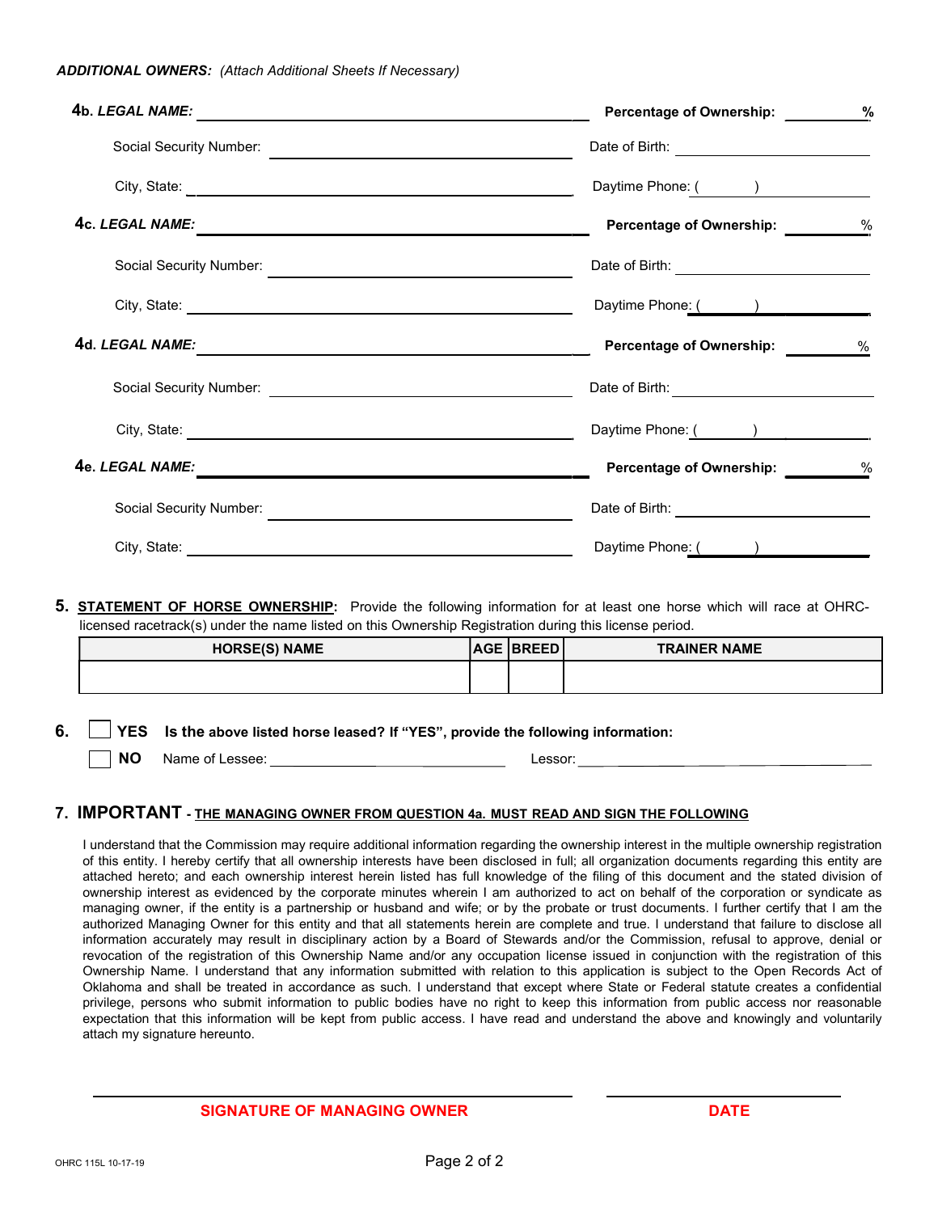***ADDITIONAL OWNERS:*** *(Attach Additional Sheets If Necessary)*

**4b. *LEGAL NAME:*** ______________________________ **Percentage of Ownership:** ________ %

Social Security Number: ______________________________ Date of Birth: ______________________

City, State: ______________________________ Daytime Phone: (      ) ______________

**4c. *LEGAL NAME:*** ______________________________ **Percentage of Ownership:** ________ %

Social Security Number: ______________________________ Date of Birth: ______________________

City, State: ______________________________ Daytime Phone: (      ) ______________

**4d. *LEGAL NAME:*** ______________________________ **Percentage of Ownership:** ________ %

Social Security Number: ______________________________ Date of Birth: ______________________

City, State: ______________________________ Daytime Phone: (      ) ______________

**4e. *LEGAL NAME:*** ______________________________ **Percentage of Ownership:** ________ %

Social Security Number: ______________________________ Date of Birth: ______________________

City, State: ______________________________ Daytime Phone: (      ) ______________

**5. STATEMENT OF HORSE OWNERSHIP:** Provide the following information for at least one horse which will race at OHRC-licensed racetrack(s) under the name listed on this Ownership Registration during this license period.

| HORSE(S) NAME | AGE | BREED | TRAINER NAME |
|---|---|---|---|
| | | | |

**6.** ☐ **YES** **Is the above listed horse leased? If "YES", provide the following information:**

☐ **NO** Name of Lessee: ______________________________ Lessor: ______________________________

## 7. IMPORTANT - THE MANAGING OWNER FROM QUESTION 4a. MUST READ AND SIGN THE FOLLOWING

I understand that the Commission may require additional information regarding the ownership interest in the multiple ownership registration of this entity. I hereby certify that all ownership interests have been disclosed in full; all organization documents regarding this entity are attached hereto; and each ownership interest herein listed has full knowledge of the filing of this document and the stated division of ownership interest as evidenced by the corporate minutes wherein I am authorized to act on behalf of the corporation or syndicate as managing owner, if the entity is a partnership or husband and wife; or by the probate or trust documents. I further certify that I am the authorized Managing Owner for this entity and that all statements herein are complete and true. I understand that failure to disclose all information accurately may result in disciplinary action by a Board of Stewards and/or the Commission, refusal to approve, denial or revocation of the registration of this Ownership Name and/or any occupation license issued in conjunction with the registration of this Ownership Name. I understand that any information submitted with relation to this application is subject to the Open Records Act of Oklahoma and shall be treated in accordance as such. I understand that except where State or Federal statute creates a confidential privilege, persons who submit information to public bodies have no right to keep this information from public access nor reasonable expectation that this information will be kept from public access. I have read and understand the above and knowingly and voluntarily attach my signature hereunto.

______________________________ ______________________

**SIGNATURE OF MANAGING OWNER** **DATE**

OHRC 115L 10-17-19